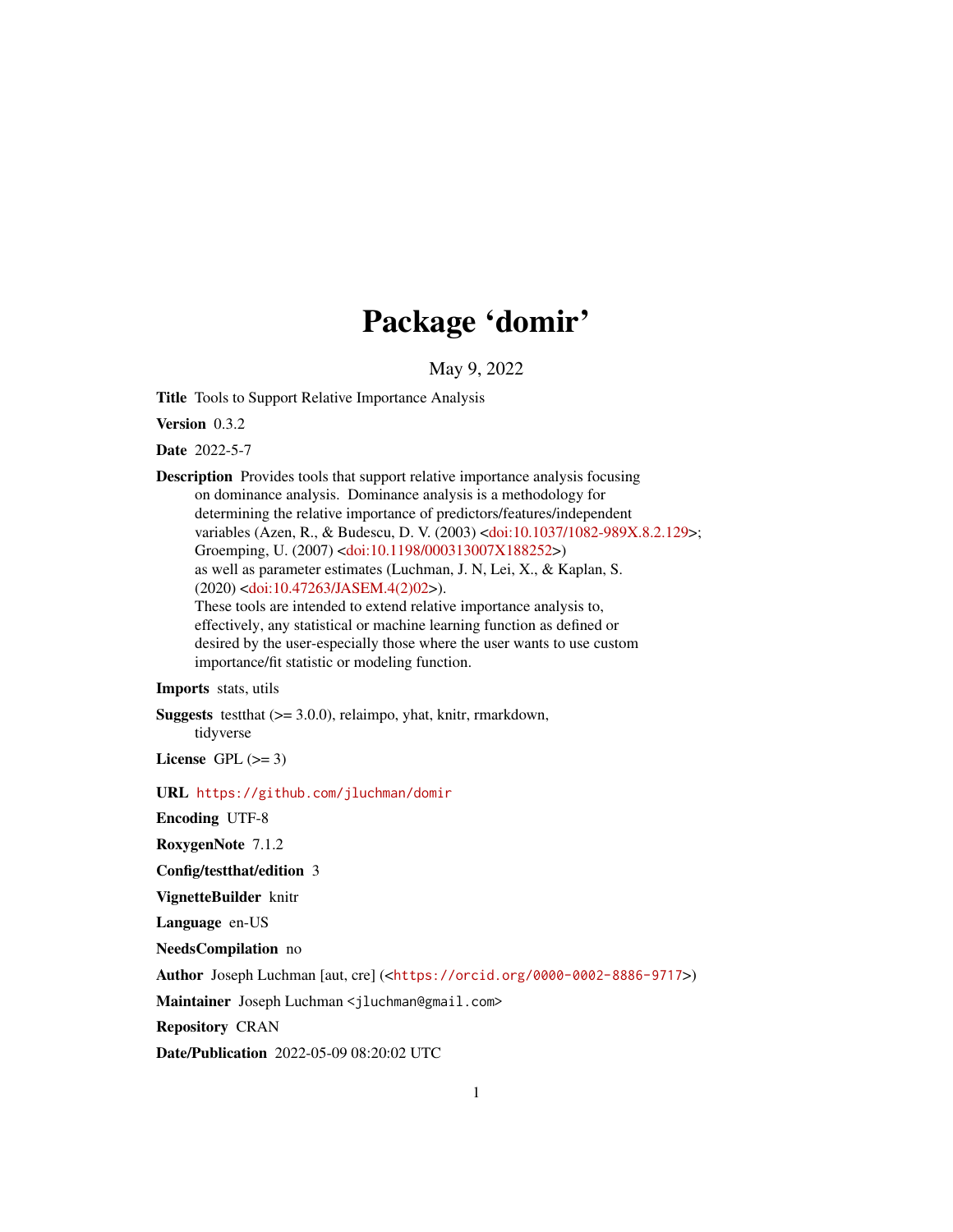# Package 'domir'

May 9, 2022

**Title** Tools to Support Relative Importance Analysis

**Version** 0.3.2

**Date** 2022-5-7

**Description** Provides tools that support relative importance analysis focusing on dominance analysis. Dominance analysis is a methodology for determining the relative importance of predictors/features/independent variables (Azen, R., & Budescu, D. V. (2003) <doi:10.1037/1082-989X.8.2.129>; Groemping, U. (2007) <doi:10.1198/000313007X188252>) as well as parameter estimates (Luchman, J. N, Lei, X., & Kaplan, S. (2020) <doi:10.47263/JASEM.4(2)02>). These tools are intended to extend relative importance analysis to, effectively, any statistical or machine learning function as defined or desired by the user-especially those where the user wants to use custom importance/fit statistic or modeling function.

**Imports** stats, utils

**Suggests** testthat (>= 3.0.0), relaimpo, yhat, knitr, rmarkdown, tidyverse

**License** GPL (>= 3)

**URL** https://github.com/jluchman/domir

**Encoding** UTF-8

**RoxygenNote** 7.1.2

**Config/testthat/edition** 3

**VignetteBuilder** knitr

**Language** en-US

**NeedsCompilation** no

**Author** Joseph Luchman [aut, cre] (<https://orcid.org/0000-0002-8886-9717>)

**Maintainer** Joseph Luchman <jluchman@gmail.com>

**Repository** CRAN

**Date/Publication** 2022-05-09 08:20:02 UTC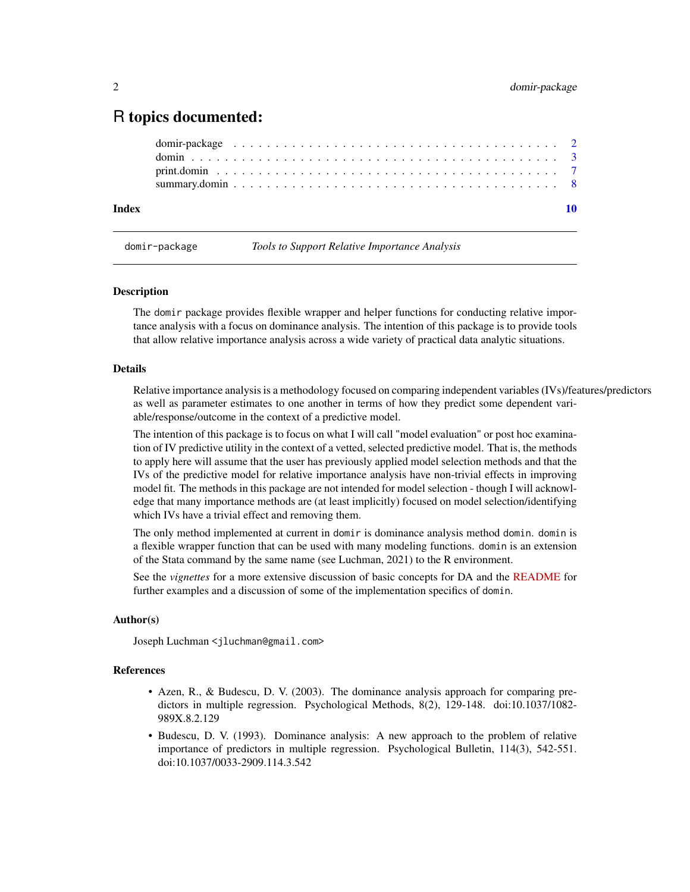# R topics documented:

| | |
|---|---|
| domir-package | 2 |
| domin | 3 |
| print.domin | 7 |
| summary.domin | 8 |
| **Index** | **10** |

## domir-package — *Tools to Support Relative Importance Analysis*

### Description

The domir package provides flexible wrapper and helper functions for conducting relative importance analysis with a focus on dominance analysis. The intention of this package is to provide tools that allow relative importance analysis across a wide variety of practical data analytic situations.

### Details

Relative importance analysis is a methodology focused on comparing independent variables (IVs)/features/predictors as well as parameter estimates to one another in terms of how they predict some dependent variable/response/outcome in the context of a predictive model.

The intention of this package is to focus on what I will call "model evaluation" or post hoc examination of IV predictive utility in the context of a vetted, selected predictive model. That is, the methods to apply here will assume that the user has previously applied model selection methods and that the IVs of the predictive model for relative importance analysis have non-trivial effects in improving model fit. The methods in this package are not intended for model selection - though I will acknowledge that many importance methods are (at least implicitly) focused on model selection/identifying which IVs have a trivial effect and removing them.

The only method implemented at current in domir is dominance analysis method domin. domin is a flexible wrapper function that can be used with many modeling functions. domin is an extension of the Stata command by the same name (see Luchman, 2021) to the R environment.

See the *vignettes* for a more extensive discussion of basic concepts for DA and the README for further examples and a discussion of some of the implementation specifics of domin.

### Author(s)

Joseph Luchman <jluchman@gmail.com>

### References

- Azen, R., & Budescu, D. V. (2003). The dominance analysis approach for comparing predictors in multiple regression. Psychological Methods, 8(2), 129-148. doi:10.1037/1082-989X.8.2.129
- Budescu, D. V. (1993). Dominance analysis: A new approach to the problem of relative importance of predictors in multiple regression. Psychological Bulletin, 114(3), 542-551. doi:10.1037/0033-2909.114.3.542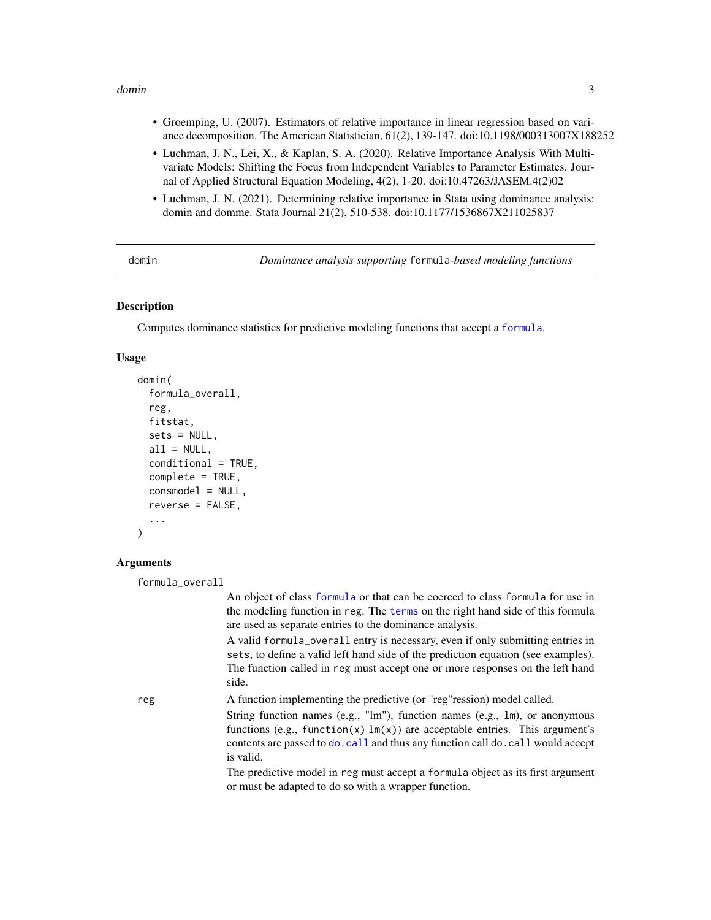- Groemping, U. (2007). Estimators of relative importance in linear regression based on variance decomposition. The American Statistician, 61(2), 139-147. doi:10.1198/000313007X188252
- Luchman, J. N., Lei, X., & Kaplan, S. A. (2020). Relative Importance Analysis With Multivariate Models: Shifting the Focus from Independent Variables to Parameter Estimates. Journal of Applied Structural Equation Modeling, 4(2), 1-20. doi:10.47263/JASEM.4(2)02
- Luchman, J. N. (2021). Determining relative importance in Stata using dominance analysis: domin and domme. Stata Journal 21(2), 510-538. doi:10.1177/1536867X211025837

---

## domin — *Dominance analysis supporting* `formula`*-based modeling functions*

### Description

Computes dominance statistics for predictive modeling functions that accept a `formula`.

### Usage

```
domin(
  formula_overall,
  reg,
  fitstat,
  sets = NULL,
  all = NULL,
  conditional = TRUE,
  complete = TRUE,
  consmodel = NULL,
  reverse = FALSE,
  ...
)
```

### Arguments

`formula_overall`

An object of class `formula` or that can be coerced to class `formula` for use in the modeling function in `reg`. The `terms` on the right hand side of this formula are used as separate entries to the dominance analysis.

A valid `formula_overall` entry is necessary, even if only submitting entries in `sets`, to define a valid left hand side of the prediction equation (see examples). The function called in `reg` must accept one or more responses on the left hand side.

`reg`

A function implementing the predictive (or "reg"ression) model called.

String function names (e.g., "lm"), function names (e.g., `lm`), or anonymous functions (e.g., `function(x) lm(x)`) are acceptable entries. This argument's contents are passed to `do.call` and thus any function call `do.call` would accept is valid.

The predictive model in `reg` must accept a `formula` object as its first argument or must be adapted to do so with a wrapper function.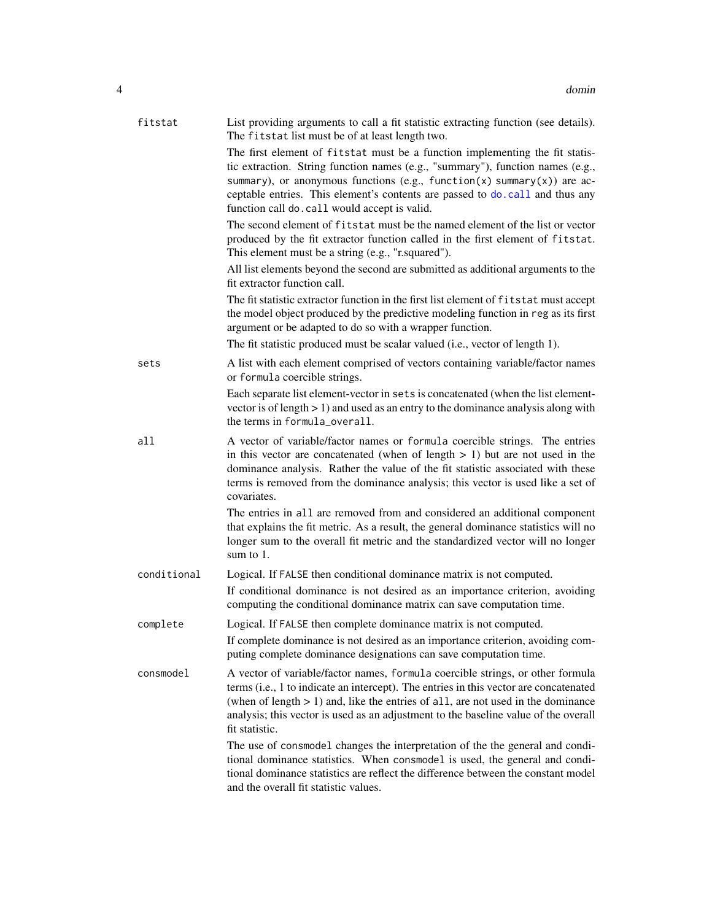**fitstat**

List providing arguments to call a fit statistic extracting function (see details). The `fitstat` list must be of at least length two.

The first element of `fitstat` must be a function implementing the fit statistic extraction. String function names (e.g., "summary"), function names (e.g., `summary`), or anonymous functions (e.g., `function(x) summary(x)`) are acceptable entries. This element's contents are passed to `do.call` and thus any function call `do.call` would accept is valid.

The second element of `fitstat` must be the named element of the list or vector produced by the fit extractor function called in the first element of `fitstat`. This element must be a string (e.g., "r.squared").

All list elements beyond the second are submitted as additional arguments to the fit extractor function call.

The fit statistic extractor function in the first list element of `fitstat` must accept the model object produced by the predictive modeling function in `reg` as its first argument or be adapted to do so with a wrapper function.

The fit statistic produced must be scalar valued (i.e., vector of length 1).

**sets**

A list with each element comprised of vectors containing variable/factor names or `formula` coercible strings.

Each separate list element-vector in `sets` is concatenated (when the list element-vector is of length > 1) and used as an entry to the dominance analysis along with the terms in `formula_overall`.

**all**

A vector of variable/factor names or `formula` coercible strings. The entries in this vector are concatenated (when of length > 1) but are not used in the dominance analysis. Rather the value of the fit statistic associated with these terms is removed from the dominance analysis; this vector is used like a set of covariates.

The entries in `all` are removed from and considered an additional component that explains the fit metric. As a result, the general dominance statistics will no longer sum to the overall fit metric and the standardized vector will no longer sum to 1.

**conditional**

Logical. If `FALSE` then conditional dominance matrix is not computed.

If conditional dominance is not desired as an importance criterion, avoiding computing the conditional dominance matrix can save computation time.

**complete**

Logical. If `FALSE` then complete dominance matrix is not computed.

If complete dominance is not desired as an importance criterion, avoiding computing complete dominance designations can save computation time.

**consmodel**

A vector of variable/factor names, `formula` coercible strings, or other formula terms (i.e., 1 to indicate an intercept). The entries in this vector are concatenated (when of length > 1) and, like the entries of `all`, are not used in the dominance analysis; this vector is used as an adjustment to the baseline value of the overall fit statistic.

The use of `consmodel` changes the interpretation of the the general and conditional dominance statistics. When `consmodel` is used, the general and conditional dominance statistics are reflect the difference between the constant model and the overall fit statistic values.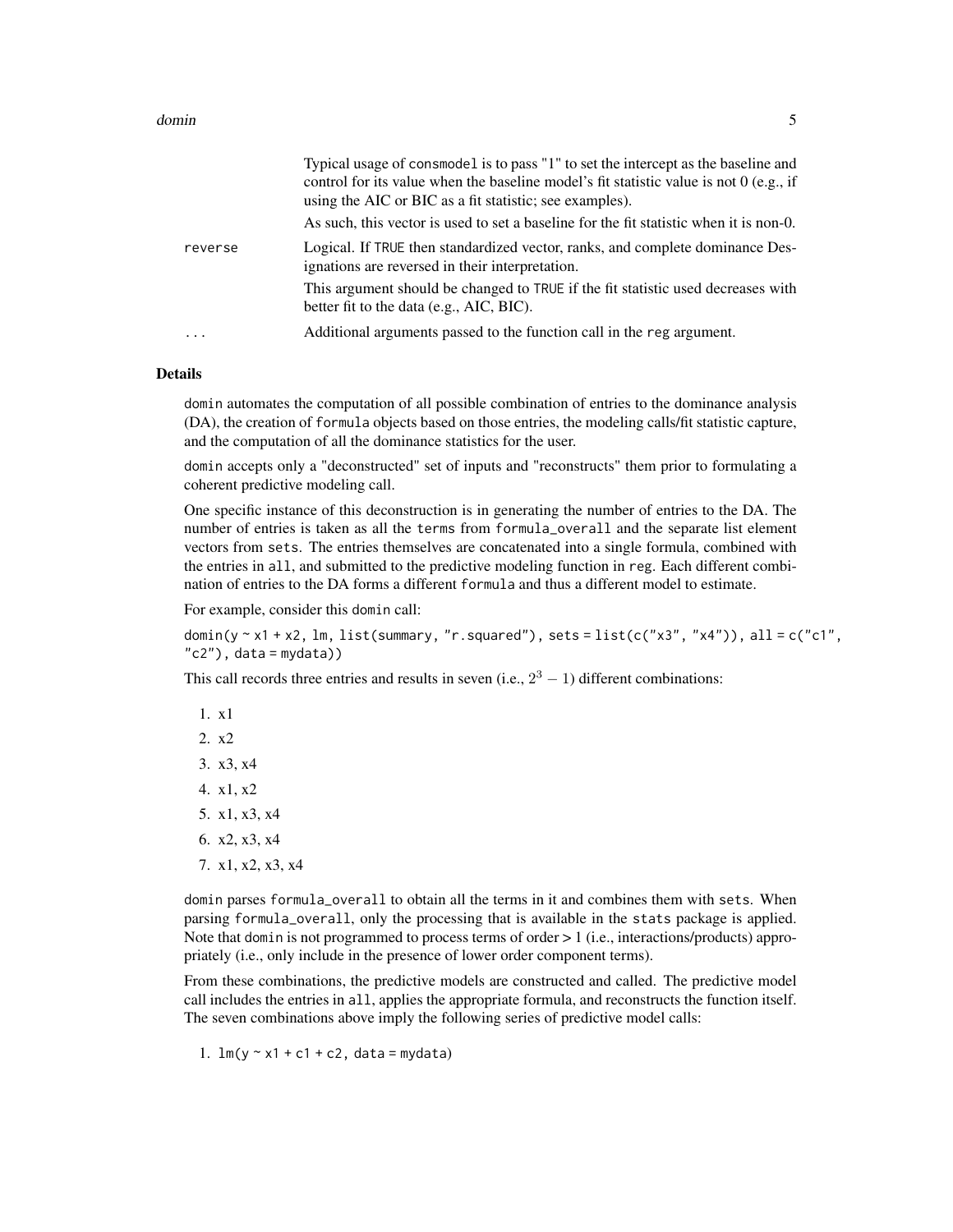Typical usage of `consmodel` is to pass "1" to set the intercept as the baseline and control for its value when the baseline model's fit statistic value is not 0 (e.g., if using the AIC or BIC as a fit statistic; see examples).

As such, this vector is used to set a baseline for the fit statistic when it is non-0.

`reverse` Logical. If `TRUE` then standardized vector, ranks, and complete dominance Designations are reversed in their interpretation.

This argument should be changed to `TRUE` if the fit statistic used decreases with better fit to the data (e.g., AIC, BIC).

`...` Additional arguments passed to the function call in the `reg` argument.

## Details

`domin` automates the computation of all possible combination of entries to the dominance analysis (DA), the creation of `formula` objects based on those entries, the modeling calls/fit statistic capture, and the computation of all the dominance statistics for the user.

`domin` accepts only a "deconstructed" set of inputs and "reconstructs" them prior to formulating a coherent predictive modeling call.

One specific instance of this deconstruction is in generating the number of entries to the DA. The number of entries is taken as all the `terms` from `formula_overall` and the separate list element vectors from `sets`. The entries themselves are concatenated into a single formula, combined with the entries in `all`, and submitted to the predictive modeling function in `reg`. Each different combination of entries to the DA forms a different `formula` and thus a different model to estimate.

For example, consider this `domin` call:

```
domin(y ~ x1 + x2, lm, list(summary, "r.squared"), sets = list(c("x3", "x4")), all = c("c1", "c2"), data = mydata))
```

This call records three entries and results in seven (i.e., $2^3 - 1$) different combinations:

1. x1
2. x2
3. x3, x4
4. x1, x2
5. x1, x3, x4
6. x2, x3, x4
7. x1, x2, x3, x4

`domin` parses `formula_overall` to obtain all the terms in it and combines them with `sets`. When parsing `formula_overall`, only the processing that is available in the `stats` package is applied. Note that `domin` is not programmed to process terms of order > 1 (i.e., interactions/products) appropriately (i.e., only include in the presence of lower order component terms).

From these combinations, the predictive models are constructed and called. The predictive model call includes the entries in `all`, applies the appropriate formula, and reconstructs the function itself. The seven combinations above imply the following series of predictive model calls:

1. `lm(y ~ x1 + c1 + c2, data = mydata)`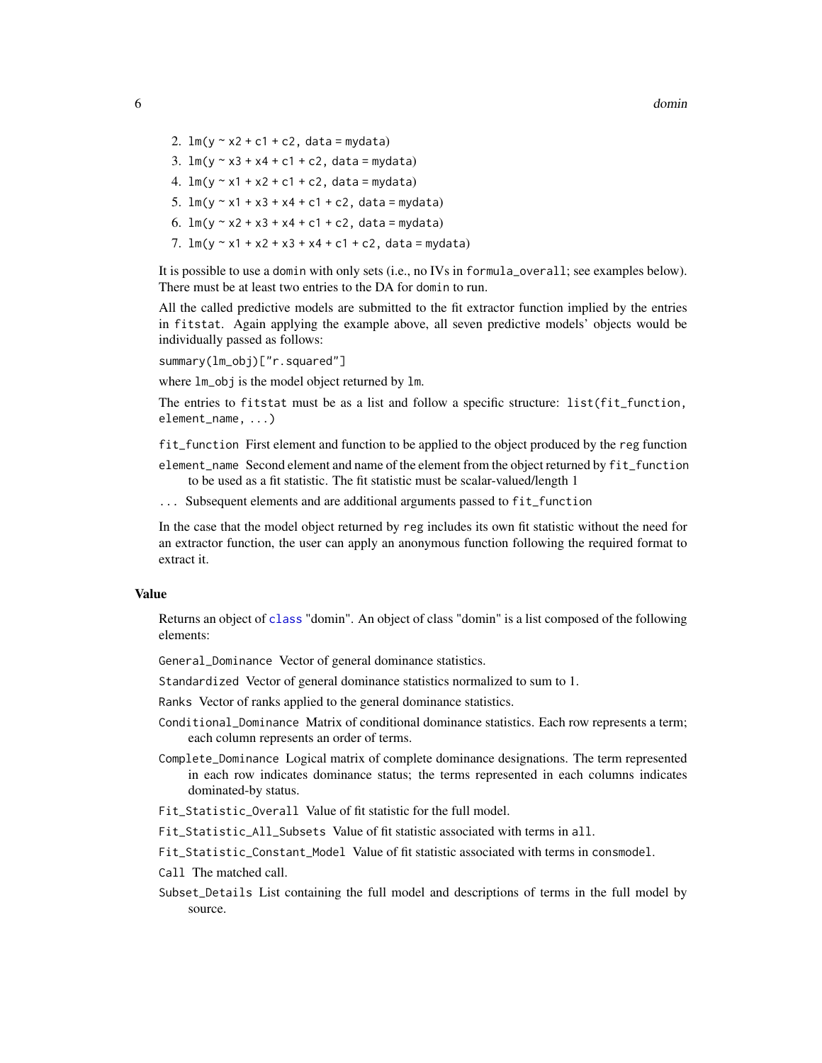2. `lm(y ~ x2 + c1 + c2, data = mydata)`
3. `lm(y ~ x3 + x4 + c1 + c2, data = mydata)`
4. `lm(y ~ x1 + x2 + c1 + c2, data = mydata)`
5. `lm(y ~ x1 + x3 + x4 + c1 + c2, data = mydata)`
6. `lm(y ~ x2 + x3 + x4 + c1 + c2, data = mydata)`
7. `lm(y ~ x1 + x2 + x3 + x4 + c1 + c2, data = mydata)`

It is possible to use a `domin` with only sets (i.e., no IVs in `formula_overall`; see examples below). There must be at least two entries to the DA for `domin` to run.

All the called predictive models are submitted to the fit extractor function implied by the entries in `fitstat`. Again applying the example above, all seven predictive models' objects would be individually passed as follows:

`summary(lm_obj)["r.squared"]`

where `lm_obj` is the model object returned by `lm`.

The entries to `fitstat` must be as a list and follow a specific structure: `list(fit_function, element_name, ...)`

`fit_function` First element and function to be applied to the object produced by the `reg` function

`element_name` Second element and name of the element from the object returned by `fit_function` to be used as a fit statistic. The fit statistic must be scalar-valued/length 1

`...` Subsequent elements and are additional arguments passed to `fit_function`

In the case that the model object returned by `reg` includes its own fit statistic without the need for an extractor function, the user can apply an anonymous function following the required format to extract it.

## Value

Returns an object of `class` "domin". An object of class "domin" is a list composed of the following elements:

`General_Dominance` Vector of general dominance statistics.

`Standardized` Vector of general dominance statistics normalized to sum to 1.

`Ranks` Vector of ranks applied to the general dominance statistics.

`Conditional_Dominance` Matrix of conditional dominance statistics. Each row represents a term; each column represents an order of terms.

`Complete_Dominance` Logical matrix of complete dominance designations. The term represented in each row indicates dominance status; the terms represented in each columns indicates dominated-by status.

`Fit_Statistic_Overall` Value of fit statistic for the full model.

`Fit_Statistic_All_Subsets` Value of fit statistic associated with terms in `all`.

`Fit_Statistic_Constant_Model` Value of fit statistic associated with terms in `consmodel`.

`Call` The matched call.

`Subset_Details` List containing the full model and descriptions of terms in the full model by source.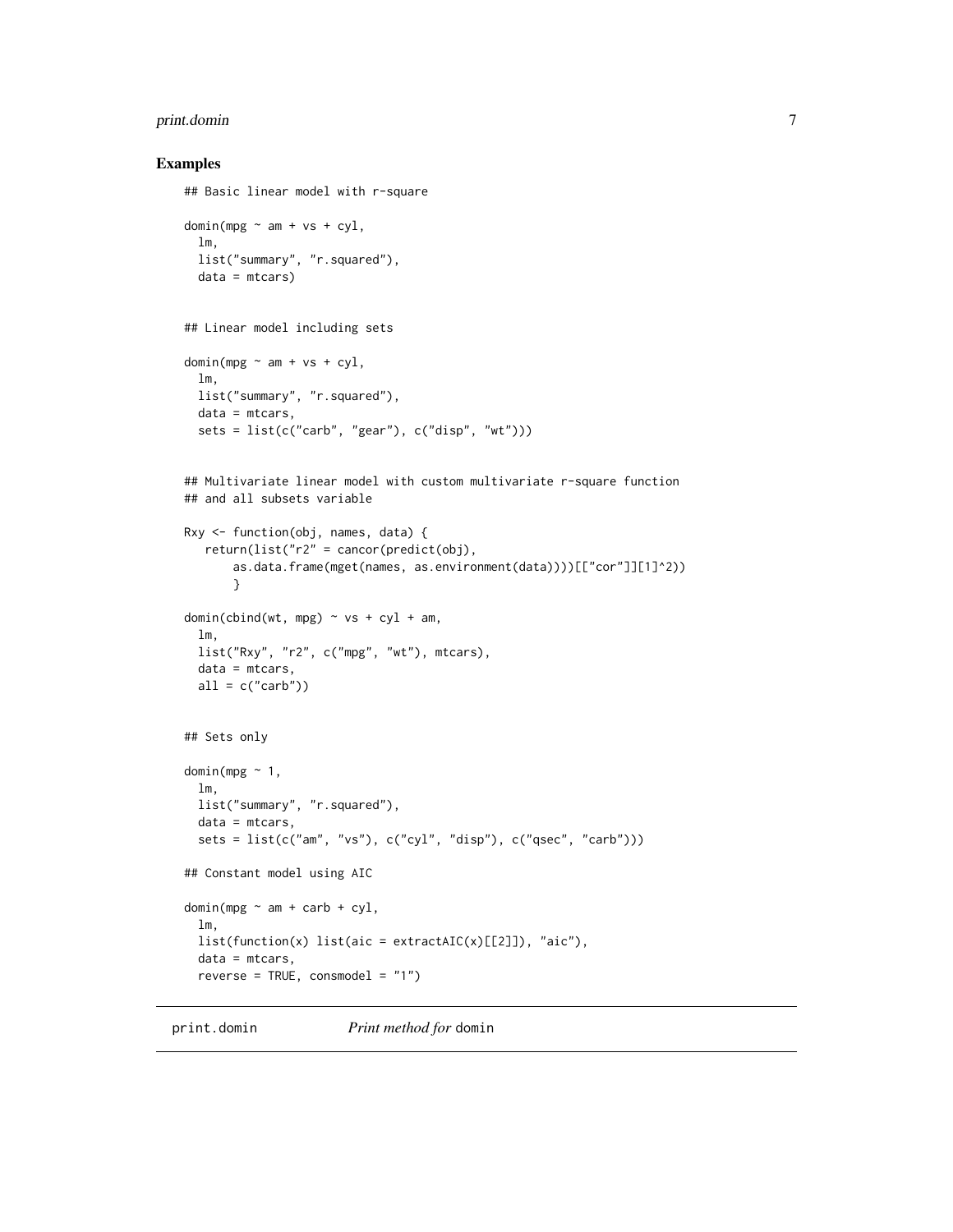## Examples

```
## Basic linear model with r-square

domin(mpg ~ am + vs + cyl,
  lm,
  list("summary", "r.squared"),
  data = mtcars)


## Linear model including sets

domin(mpg ~ am + vs + cyl,
  lm,
  list("summary", "r.squared"),
  data = mtcars,
  sets = list(c("carb", "gear"), c("disp", "wt")))


## Multivariate linear model with custom multivariate r-square function
## and all subsets variable

Rxy <- function(obj, names, data) {
   return(list("r2" = cancor(predict(obj),
       as.data.frame(mget(names, as.environment(data))))[["cor"]][1]^2))
       }

domin(cbind(wt, mpg) ~ vs + cyl + am,
  lm,
  list("Rxy", "r2", c("mpg", "wt"), mtcars),
  data = mtcars,
  all = c("carb"))


## Sets only

domin(mpg ~ 1,
  lm,
  list("summary", "r.squared"),
  data = mtcars,
  sets = list(c("am", "vs"), c("cyl", "disp"), c("qsec", "carb")))

## Constant model using AIC

domin(mpg ~ am + carb + cyl,
  lm,
  list(function(x) list(aic = extractAIC(x)[[2]]), "aic"),
  data = mtcars,
  reverse = TRUE, consmodel = "1")
```

---

# print.domin *Print method for* domin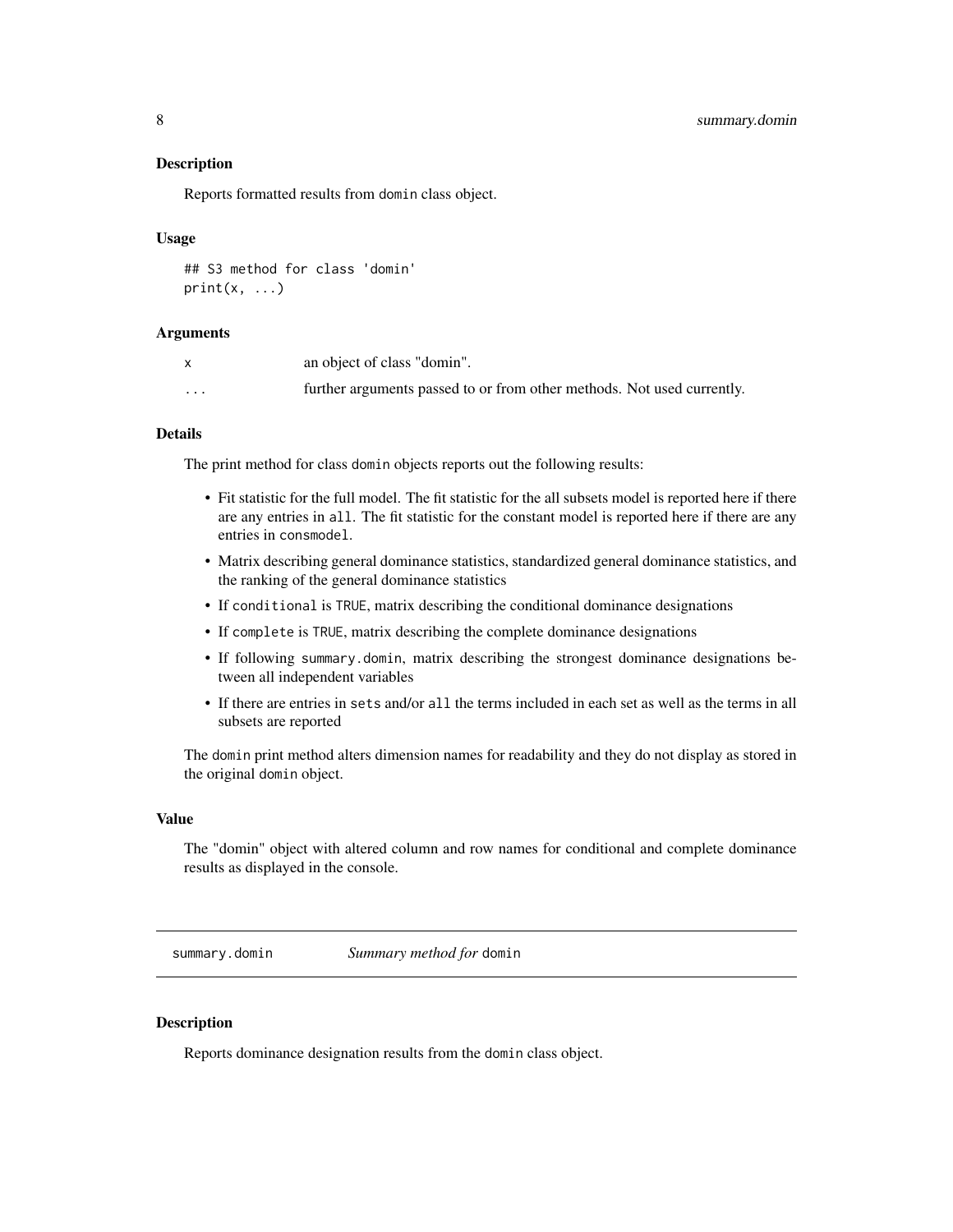### Description

Reports formatted results from domin class object.

### Usage

```
## S3 method for class 'domin'
print(x, ...)
```

### Arguments

| | |
|---|---|
| x | an object of class "domin". |
| ... | further arguments passed to or from other methods. Not used currently. |

### Details

The print method for class domin objects reports out the following results:

- Fit statistic for the full model. The fit statistic for the all subsets model is reported here if there are any entries in all. The fit statistic for the constant model is reported here if there are any entries in consmodel.
- Matrix describing general dominance statistics, standardized general dominance statistics, and the ranking of the general dominance statistics
- If conditional is TRUE, matrix describing the conditional dominance designations
- If complete is TRUE, matrix describing the complete dominance designations
- If following summary.domin, matrix describing the strongest dominance designations between all independent variables
- If there are entries in sets and/or all the terms included in each set as well as the terms in all subsets are reported

The domin print method alters dimension names for readability and they do not display as stored in the original domin object.

### Value

The "domin" object with altered column and row names for conditional and complete dominance results as displayed in the console.

---

## summary.domin *Summary method for* domin

---

### Description

Reports dominance designation results from the domin class object.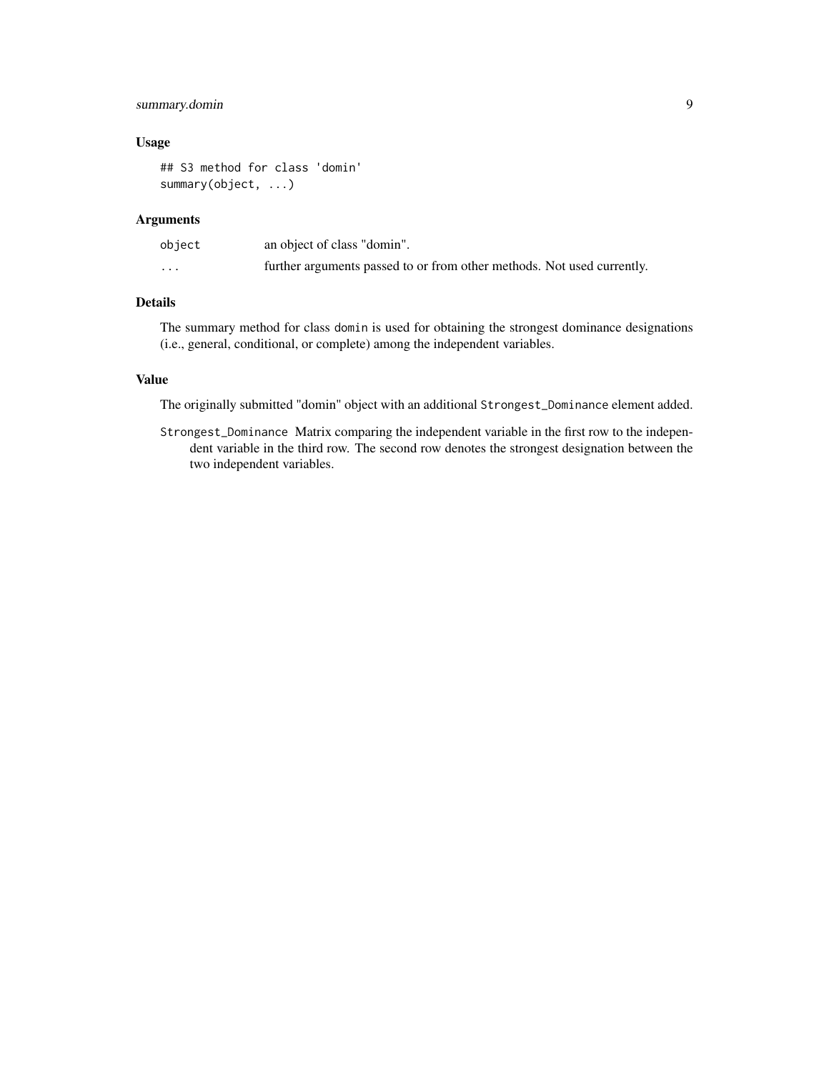### Usage

```
## S3 method for class 'domin'
summary(object, ...)
```

### Arguments

| | |
|---|---|
| `object` | an object of class "domin". |
| `...` | further arguments passed to or from other methods. Not used currently. |

### Details

The summary method for class `domin` is used for obtaining the strongest dominance designations (i.e., general, conditional, or complete) among the independent variables.

### Value

The originally submitted "domin" object with an additional `Strongest_Dominance` element added.

`Strongest_Dominance` Matrix comparing the independent variable in the first row to the independent variable in the third row. The second row denotes the strongest designation between the two independent variables.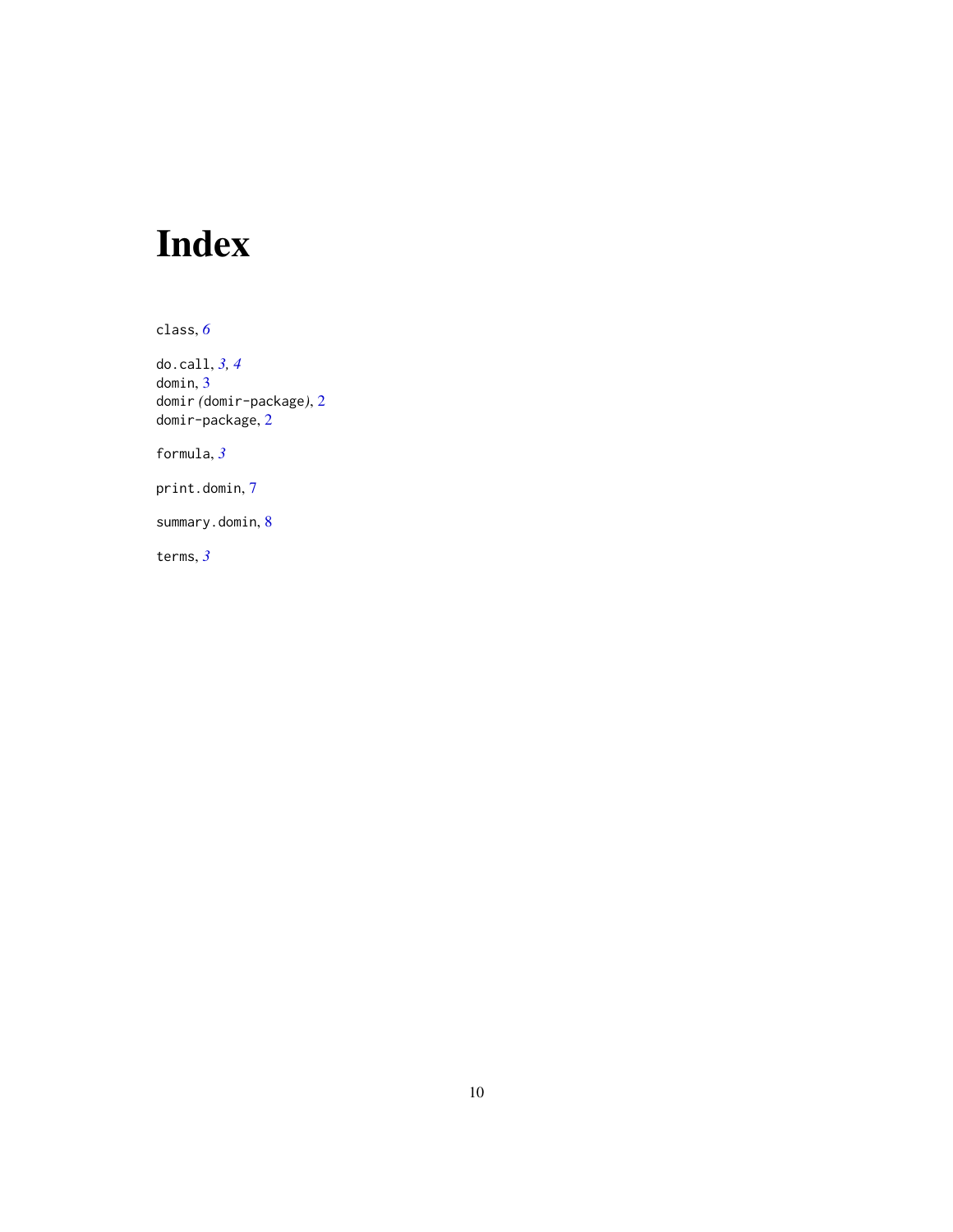# Index

class, *6*

do.call, *3*, *4*
domin, 3
domir *(*domir-package*)*, 2
domir-package, 2

formula, *3*

print.domin, 7

summary.domin, 8

terms, *3*